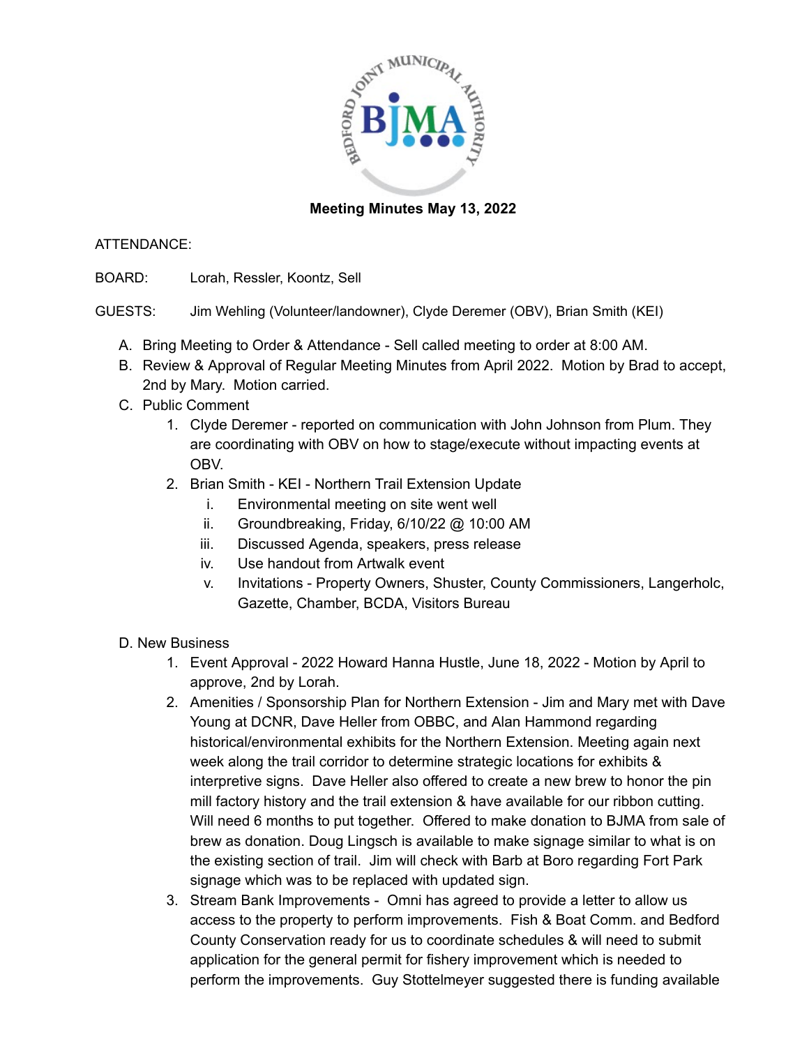# Meeting Minutes May 13, 2022

ATTENDANCE:

BOARD: Lorah, Ressler, Koontz, Sell

GUESTS: Jim Wehling (Volunteer/landowner), Clyde Deremer (OBV), Brian Smith (KEI)

A. Bring Meeting to Order & Attendance - Sell called meeting to order at 8:00 AM.

B. Review & Approval of Regular Meeting Minutes from April 2022. Motion by Brad to accept, 2nd by Mary. Motion carried.

C. Public Comment

1. Clyde Deremer - reported on communication with John Johnson from Plum. They are coordinating with OBV on how to stage/execute without impacting events at OBV.
2. Brian Smith - KEI - Northern Trail Extension Update
   i. Environmental meeting on site went well
   ii. Groundbreaking, Friday, 6/10/22 @ 10:00 AM
   iii. Discussed Agenda, speakers, press release
   iv. Use handout from Artwalk event
   v. Invitations - Property Owners, Shuster, County Commissioners, Langerholc, Gazette, Chamber, BCDA, Visitors Bureau

D. New Business

1. Event Approval - 2022 Howard Hanna Hustle, June 18, 2022 - Motion by April to approve, 2nd by Lorah.
2. Amenities / Sponsorship Plan for Northern Extension - Jim and Mary met with Dave Young at DCNR, Dave Heller from OBBC, and Alan Hammond regarding historical/environmental exhibits for the Northern Extension. Meeting again next week along the trail corridor to determine strategic locations for exhibits & interpretive signs. Dave Heller also offered to create a new brew to honor the pin mill factory history and the trail extension & have available for our ribbon cutting. Will need 6 months to put together. Offered to make donation to BJMA from sale of brew as donation. Doug Lingsch is available to make signage similar to what is on the existing section of trail. Jim will check with Barb at Boro regarding Fort Park signage which was to be replaced with updated sign.
3. Stream Bank Improvements - Omni has agreed to provide a letter to allow us access to the property to perform improvements. Fish & Boat Comm. and Bedford County Conservation ready for us to coordinate schedules & will need to submit application for the general permit for fishery improvement which is needed to perform the improvements. Guy Stottelmeyer suggested there is funding available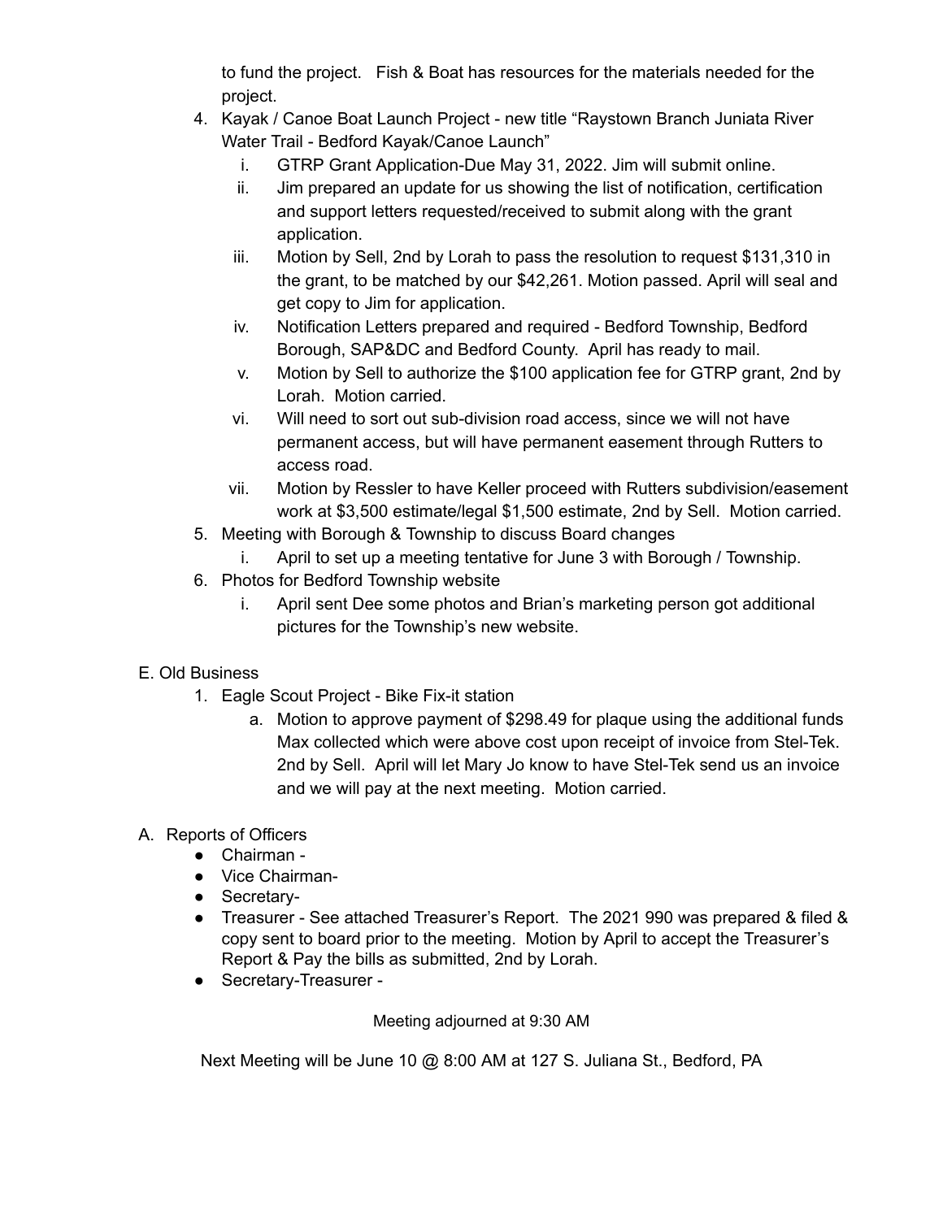to fund the project. Fish & Boat has resources for the materials needed for the project.

4. Kayak / Canoe Boat Launch Project - new title "Raystown Branch Juniata River Water Trail - Bedford Kayak/Canoe Launch"
   i. GTRP Grant Application-Due May 31, 2022. Jim will submit online.
   ii. Jim prepared an update for us showing the list of notification, certification and support letters requested/received to submit along with the grant application.
   iii. Motion by Sell, 2nd by Lorah to pass the resolution to request $131,310 in the grant, to be matched by our $42,261. Motion passed. April will seal and get copy to Jim for application.
   iv. Notification Letters prepared and required - Bedford Township, Bedford Borough, SAP&DC and Bedford County. April has ready to mail.
   v. Motion by Sell to authorize the $100 application fee for GTRP grant, 2nd by Lorah. Motion carried.
   vi. Will need to sort out sub-division road access, since we will not have permanent access, but will have permanent easement through Rutters to access road.
   vii. Motion by Ressler to have Keller proceed with Rutters subdivision/easement work at $3,500 estimate/legal $1,500 estimate, 2nd by Sell. Motion carried.
5. Meeting with Borough & Township to discuss Board changes
   i. April to set up a meeting tentative for June 3 with Borough / Township.
6. Photos for Bedford Township website
   i. April sent Dee some photos and Brian's marketing person got additional pictures for the Township's new website.

E. Old Business

1. Eagle Scout Project - Bike Fix-it station
   a. Motion to approve payment of $298.49 for plaque using the additional funds Max collected which were above cost upon receipt of invoice from Stel-Tek. 2nd by Sell. April will let Mary Jo know to have Stel-Tek send us an invoice and we will pay at the next meeting. Motion carried.

A. Reports of Officers

- Chairman -
- Vice Chairman-
- Secretary-
- Treasurer - See attached Treasurer's Report. The 2021 990 was prepared & filed & copy sent to board prior to the meeting. Motion by April to accept the Treasurer's Report & Pay the bills as submitted, 2nd by Lorah.
- Secretary-Treasurer -

Meeting adjourned at 9:30 AM

Next Meeting will be June 10 @ 8:00 AM at 127 S. Juliana St., Bedford, PA